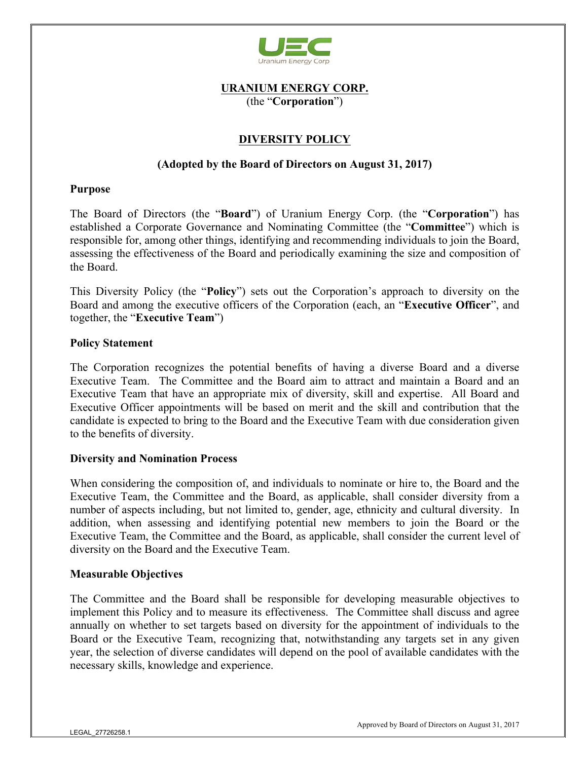# URANIUM ENERGY CORP.

(the "**Corporation**")

## DIVERSITY POLICY

**(Adopted by the Board of Directors on August 31, 2017)**

### Purpose

The Board of Directors (the "**Board**") of Uranium Energy Corp. (the "**Corporation**") has established a Corporate Governance and Nominating Committee (the "**Committee**") which is responsible for, among other things, identifying and recommending individuals to join the Board, assessing the effectiveness of the Board and periodically examining the size and composition of the Board.

This Diversity Policy (the "**Policy**") sets out the Corporation's approach to diversity on the Board and among the executive officers of the Corporation (each, an "**Executive Officer**", and together, the "**Executive Team**")

### Policy Statement

The Corporation recognizes the potential benefits of having a diverse Board and a diverse Executive Team. The Committee and the Board aim to attract and maintain a Board and an Executive Team that have an appropriate mix of diversity, skill and expertise. All Board and Executive Officer appointments will be based on merit and the skill and contribution that the candidate is expected to bring to the Board and the Executive Team with due consideration given to the benefits of diversity.

### Diversity and Nomination Process

When considering the composition of, and individuals to nominate or hire to, the Board and the Executive Team, the Committee and the Board, as applicable, shall consider diversity from a number of aspects including, but not limited to, gender, age, ethnicity and cultural diversity. In addition, when assessing and identifying potential new members to join the Board or the Executive Team, the Committee and the Board, as applicable, shall consider the current level of diversity on the Board and the Executive Team.

### Measurable Objectives

The Committee and the Board shall be responsible for developing measurable objectives to implement this Policy and to measure its effectiveness. The Committee shall discuss and agree annually on whether to set targets based on diversity for the appointment of individuals to the Board or the Executive Team, recognizing that, notwithstanding any targets set in any given year, the selection of diverse candidates will depend on the pool of available candidates with the necessary skills, knowledge and experience.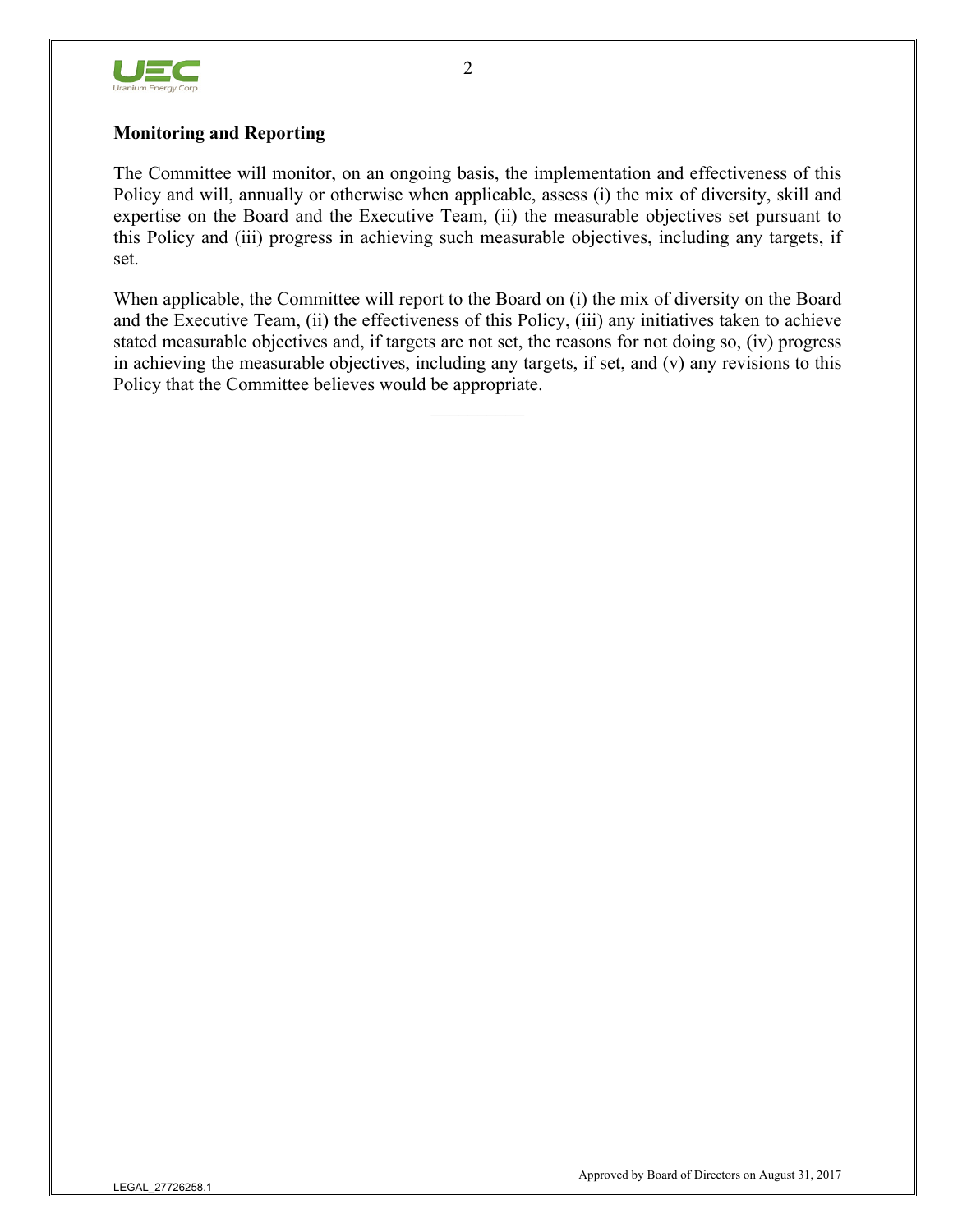## Monitoring and Reporting

The Committee will monitor, on an ongoing basis, the implementation and effectiveness of this Policy and will, annually or otherwise when applicable, assess (i) the mix of diversity, skill and expertise on the Board and the Executive Team, (ii) the measurable objectives set pursuant to this Policy and (iii) progress in achieving such measurable objectives, including any targets, if set.

When applicable, the Committee will report to the Board on (i) the mix of diversity on the Board and the Executive Team, (ii) the effectiveness of this Policy, (iii) any initiatives taken to achieve stated measurable objectives and, if targets are not set, the reasons for not doing so, (iv) progress in achieving the measurable objectives, including any targets, if set, and (v) any revisions to this Policy that the Committee believes would be appropriate.

---

Approved by Board of Directors on August 31, 2017